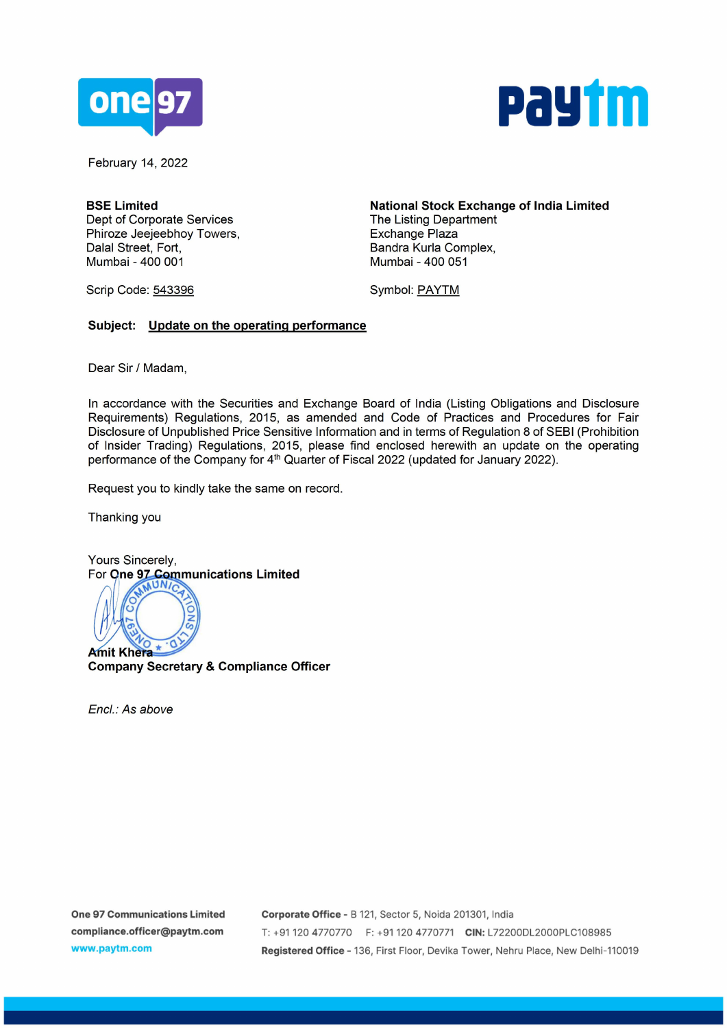February 14, 2022

**BSE Limited**
Dept of Corporate Services
Phiroze Jeejeebhoy Towers,
Dalal Street, Fort,
Mumbai - 400 001

Scrip Code: 543396

**National Stock Exchange of India Limited**
The Listing Department
Exchange Plaza
Bandra Kurla Complex,
Mumbai - 400 051

Symbol: PAYTM

**Subject: Update on the operating performance**

Dear Sir / Madam,

In accordance with the Securities and Exchange Board of India (Listing Obligations and Disclosure Requirements) Regulations, 2015, as amended and Code of Practices and Procedures for Fair Disclosure of Unpublished Price Sensitive Information and in terms of Regulation 8 of SEBI (Prohibition of Insider Trading) Regulations, 2015, please find enclosed herewith an update on the operating performance of the Company for 4th Quarter of Fiscal 2022 (updated for January 2022).

Request you to kindly take the same on record.

Thanking you

Yours Sincerely,
For **One 97 Communications Limited**

**Amit Khera**
**Company Secretary & Compliance Officer**

*Encl.: As above*

**One 97 Communications Limited**
**compliance.officer@paytm.com**
www.paytm.com

**Corporate Office** - B 121, Sector 5, Noida 201301, India
T: +91 120 4770770 F: +91 120 4770771 **CIN:** L72200DL2000PLC108985
**Registered Office** - 136, First Floor, Devika Tower, Nehru Place, New Delhi-110019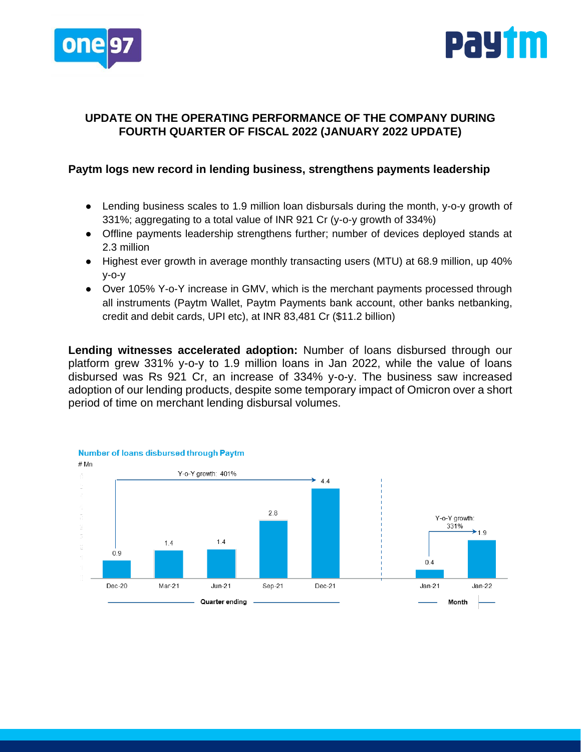## UPDATE ON THE OPERATING PERFORMANCE OF THE COMPANY DURING FOURTH QUARTER OF FISCAL 2022 (JANUARY 2022 UPDATE)

### Paytm logs new record in lending business, strengthens payments leadership

- Lending business scales to 1.9 million loan disbursals during the month, y-o-y growth of 331%; aggregating to a total value of INR 921 Cr (y-o-y growth of 334%)
- Offline payments leadership strengthens further; number of devices deployed stands at 2.3 million
- Highest ever growth in average monthly transacting users (MTU) at 68.9 million, up 40% y-o-y
- Over 105% Y-o-Y increase in GMV, which is the merchant payments processed through all instruments (Paytm Wallet, Paytm Payments bank account, other banks netbanking, credit and debit cards, UPI etc), at INR 83,481 Cr ($11.2 billion)

**Lending witnesses accelerated adoption:** Number of loans disbursed through our platform grew 331% y-o-y to 1.9 million loans in Jan 2022, while the value of loans disbursed was Rs 921 Cr, an increase of 334% y-o-y. The business saw increased adoption of our lending products, despite some temporary impact of Omicron over a short period of time on merchant lending disbursal volumes.

**Number of loans disbursed through Paytm**

# Mn

| Quarter ending | Dec-20 | Mar-21 | Jun-21 | Sep-21 | Dec-21 |
|---|---|---|---|---|---|
| Loans (# Mn) | 0.9 | 1.4 | 1.4 | 2.8 | 4.4 |

Y-o-Y growth: 401%

| Month | Jan-21 | Jan-22 |
|---|---|---|
| Loans (# Mn) | 0.4 | 1.9 |

Y-o-Y growth: 331%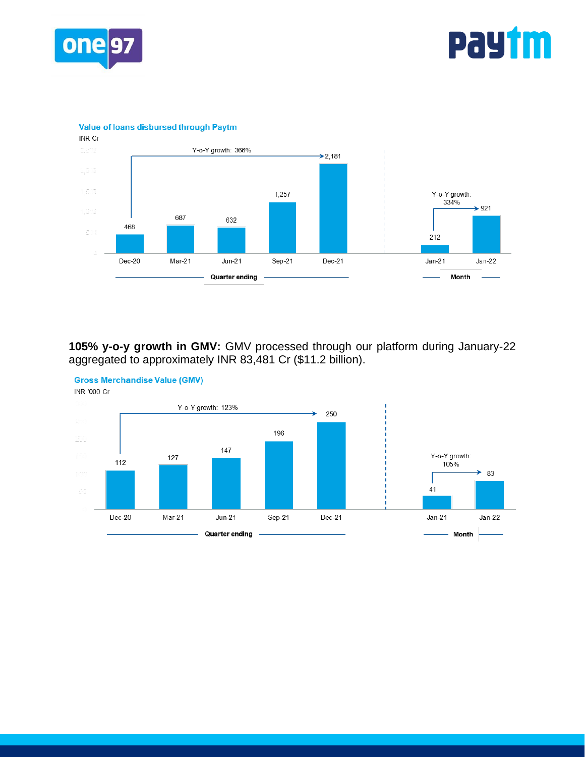**Value of loans disbursed through Paytm**

INR Cr

| Quarter ending | Dec-20 | Mar-21 | Jun-21 | Sep-21 | Dec-21 |
|---|---|---|---|---|---|
| Value | 468 | 687 | 632 | 1,257 | 2,181 |

Y-o-Y growth: 366%

| Month | Jan-21 | Jan-22 |
|---|---|---|
| Value | 212 | 921 |

Y-o-Y growth: 334%

**105% y-o-y growth in GMV:** GMV processed through our platform during January-22 aggregated to approximately INR 83,481 Cr ($11.2 billion).

**Gross Merchandise Value (GMV)**

INR '000 Cr

| Quarter ending | Dec-20 | Mar-21 | Jun-21 | Sep-21 | Dec-21 |
|---|---|---|---|---|---|
| Value | 112 | 127 | 147 | 196 | 250 |

Y-o-Y growth: 123%

| Month | Jan-21 | Jan-22 |
|---|---|---|
| Value | 41 | 83 |

Y-o-Y growth: 105%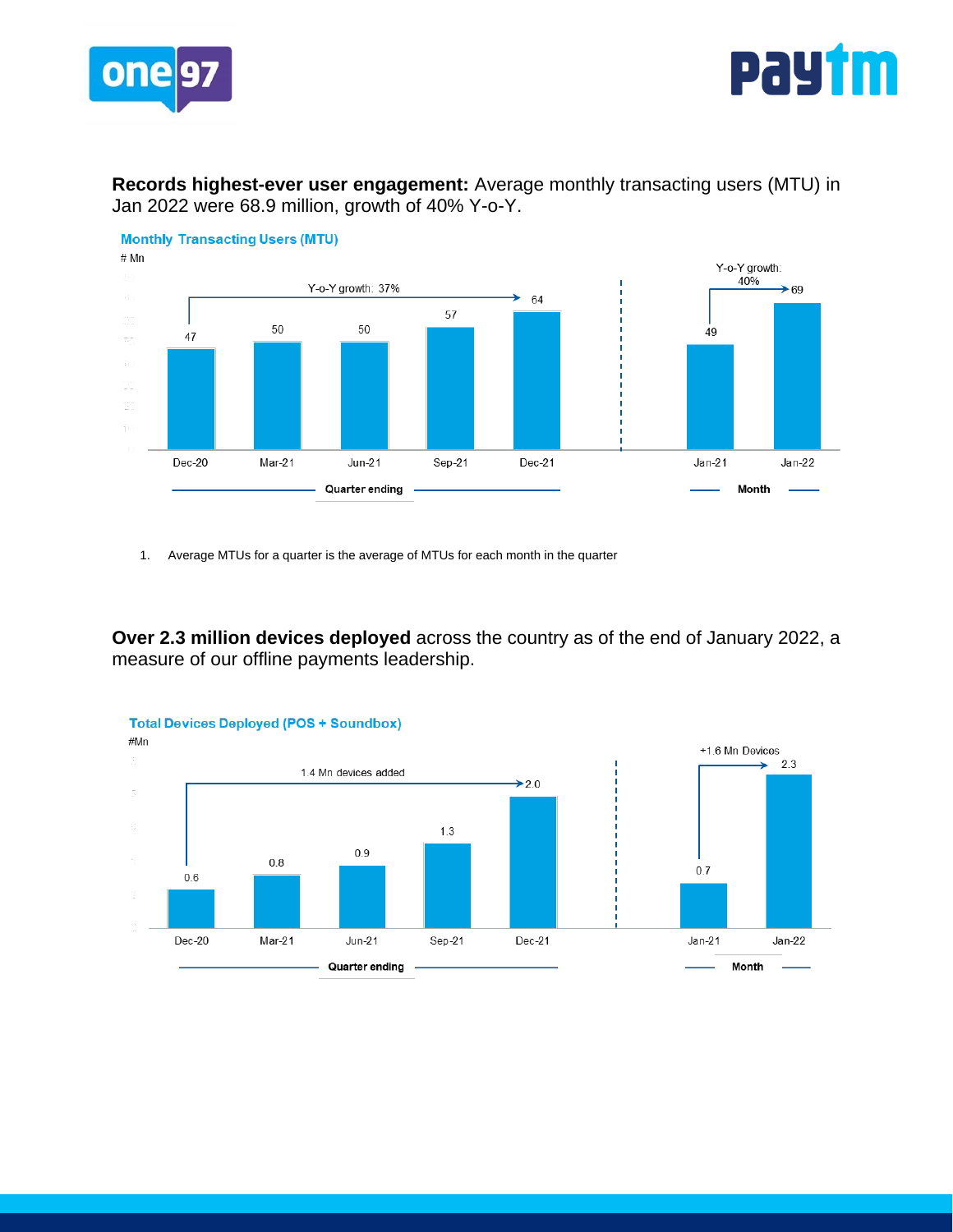**Records highest-ever user engagement:** Average monthly transacting users (MTU) in Jan 2022 were 68.9 million, growth of 40% Y-o-Y.

**Monthly Transacting Users (MTU)**

# Mn

| Quarter ending | Dec-20 | Mar-21 | Jun-21 | Sep-21 | Dec-21 |
|---|---|---|---|---|---|
| MTU | 47 | 50 | 50 | 57 | 64 |

Y-o-Y growth: 37%

| Month | Jan-21 | Jan-22 |
|---|---|---|
| MTU | 49 | 69 |

Y-o-Y growth: 40%

1. Average MTUs for a quarter is the average of MTUs for each month in the quarter

**Over 2.3 million devices deployed** across the country as of the end of January 2022, a measure of our offline payments leadership.

**Total Devices Deployed (POS + Soundbox)**

#Mn

| Quarter ending | Dec-20 | Mar-21 | Jun-21 | Sep-21 | Dec-21 |
|---|---|---|---|---|---|
| Devices | 0.6 | 0.8 | 0.9 | 1.3 | 2.0 |

1.4 Mn devices added

| Month | Jan-21 | Jan-22 |
|---|---|---|
| Devices | 0.7 | 2.3 |

+1.6 Mn Devices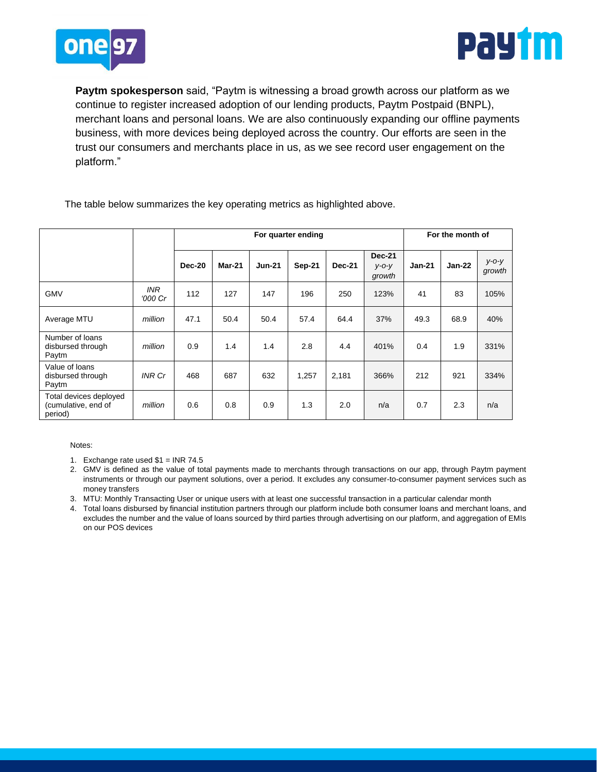**Paytm spokesperson** said, "Paytm is witnessing a broad growth across our platform as we continue to register increased adoption of our lending products, Paytm Postpaid (BNPL), merchant loans and personal loans. We are also continuously expanding our offline payments business, with more devices being deployed across the country. Our efforts are seen in the trust our consumers and merchants place in us, as we see record user engagement on the platform."

The table below summarizes the key operating metrics as highlighted above.

| | | For quarter ending | | | | | | For the month of | | |
|---|---|---|---|---|---|---|---|---|---|---|
| | | **Dec-20** | **Mar-21** | **Jun-21** | **Sep-21** | **Dec-21** | **Dec-21** *y-o-y growth* | **Jan-21** | **Jan-22** | *y-o-y growth* |
| GMV | *INR '000 Cr* | 112 | 127 | 147 | 196 | 250 | 123% | 41 | 83 | 105% |
| Average MTU | *million* | 47.1 | 50.4 | 50.4 | 57.4 | 64.4 | 37% | 49.3 | 68.9 | 40% |
| Number of loans disbursed through Paytm | *million* | 0.9 | 1.4 | 1.4 | 2.8 | 4.4 | 401% | 0.4 | 1.9 | 331% |
| Value of loans disbursed through Paytm | *INR Cr* | 468 | 687 | 632 | 1,257 | 2,181 | 366% | 212 | 921 | 334% |
| Total devices deployed (cumulative, end of period) | *million* | 0.6 | 0.8 | 0.9 | 1.3 | 2.0 | n/a | 0.7 | 2.3 | n/a |

Notes:

1. Exchange rate used $1 = INR 74.5
2. GMV is defined as the value of total payments made to merchants through transactions on our app, through Paytm payment instruments or through our payment solutions, over a period. It excludes any consumer-to-consumer payment services such as money transfers
3. MTU: Monthly Transacting User or unique users with at least one successful transaction in a particular calendar month
4. Total loans disbursed by financial institution partners through our platform include both consumer loans and merchant loans, and excludes the number and the value of loans sourced by third parties through advertising on our platform, and aggregation of EMIs on our POS devices